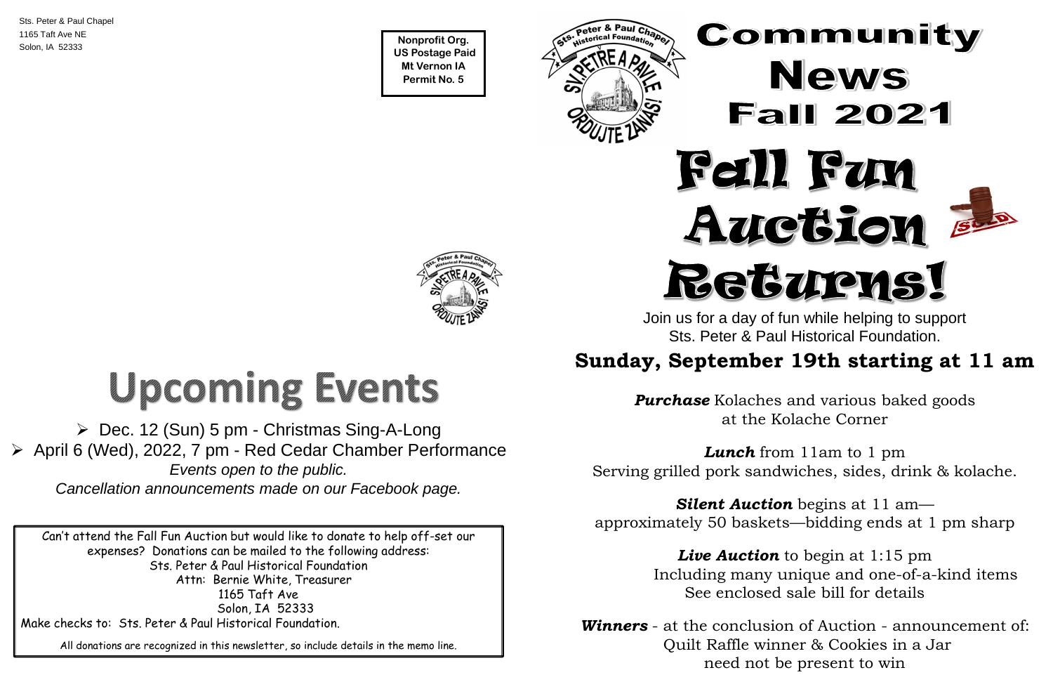Sts. Peter & Paul Chapel
1165 Taft Ave NE
Solon, IA 52333

**Nonprofit Org.**
**US Postage Paid**
**Mt Vernon IA**
**Permit No. 5**

# Upcoming Events

- Dec. 12 (Sun) 5 pm - Christmas Sing-A-Long
- April 6 (Wed), 2022, 7 pm - Red Cedar Chamber Performance

*Events open to the public.*
*Cancellation announcements made on our Facebook page.*

Can't attend the Fall Fun Auction but would like to donate to help off-set our expenses? Donations can be mailed to the following address:
Sts. Peter & Paul Historical Foundation
Attn: Bernie White, Treasurer
1165 Taft Ave
Solon, IA 52333
Make checks to: Sts. Peter & Paul Historical Foundation.

All donations are recognized in this newsletter, so include details in the memo line.

# Community News Fall 2021

# Fall Fun Auction Returns!

Join us for a day of fun while helping to support Sts. Peter & Paul Historical Foundation.

## Sunday, September 19th starting at 11 am

***Purchase*** Kolaches and various baked goods at the Kolache Corner

***Lunch*** from 11am to 1 pm
Serving grilled pork sandwiches, sides, drink & kolache.

***Silent Auction*** begins at 11 am—
approximately 50 baskets—bidding ends at 1 pm sharp

***Live Auction*** to begin at 1:15 pm
Including many unique and one-of-a-kind items
See enclosed sale bill for details

***Winners*** - at the conclusion of Auction - announcement of:
Quilt Raffle winner & Cookies in a Jar
need not be present to win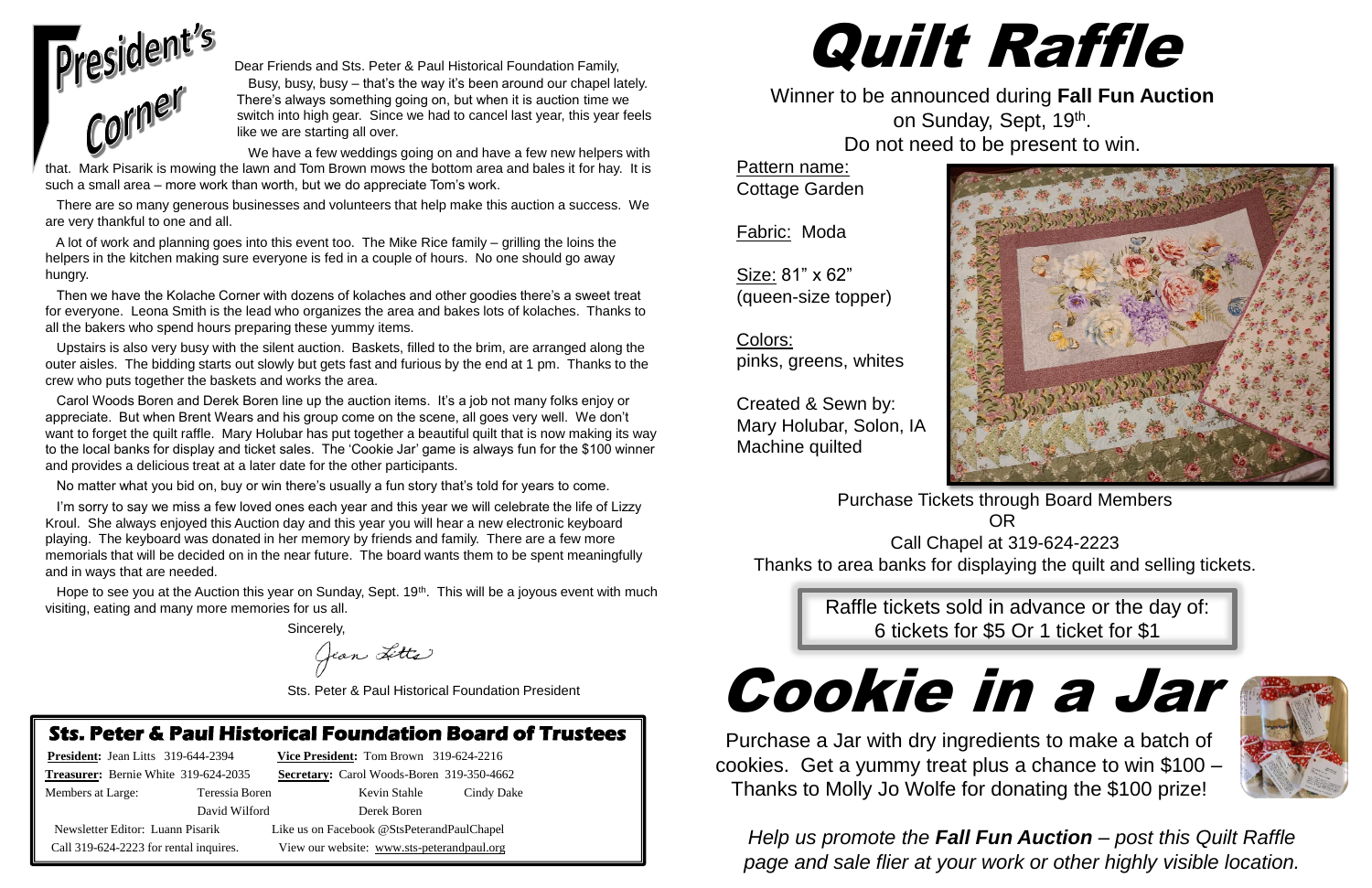# President's Corner

Dear Friends and Sts. Peter & Paul Historical Foundation Family,

Busy, busy, busy – that's the way it's been around our chapel lately. There's always something going on, but when it is auction time we switch into high gear. Since we had to cancel last year, this year feels like we are starting all over.

We have a few weddings going on and have a few new helpers with that. Mark Pisarik is mowing the lawn and Tom Brown mows the bottom area and bales it for hay. It is such a small area – more work than worth, but we do appreciate Tom's work.

There are so many generous businesses and volunteers that help make this auction a success. We are very thankful to one and all.

A lot of work and planning goes into this event too. The Mike Rice family – grilling the loins the helpers in the kitchen making sure everyone is fed in a couple of hours. No one should go away hungry.

Then we have the Kolache Corner with dozens of kolaches and other goodies there's a sweet treat for everyone. Leona Smith is the lead who organizes the area and bakes lots of kolaches. Thanks to all the bakers who spend hours preparing these yummy items.

Upstairs is also very busy with the silent auction. Baskets, filled to the brim, are arranged along the outer aisles. The bidding starts out slowly but gets fast and furious by the end at 1 pm. Thanks to the crew who puts together the baskets and works the area.

Carol Woods Boren and Derek Boren line up the auction items. It's a job not many folks enjoy or appreciate. But when Brent Wears and his group come on the scene, all goes very well. We don't want to forget the quilt raffle. Mary Holubar has put together a beautiful quilt that is now making its way to the local banks for display and ticket sales. The 'Cookie Jar' game is always fun for the $100 winner and provides a delicious treat at a later date for the other participants.

No matter what you bid on, buy or win there's usually a fun story that's told for years to come.

I'm sorry to say we miss a few loved ones each year and this year we will celebrate the life of Lizzy Kroul. She always enjoyed this Auction day and this year you will hear a new electronic keyboard playing. The keyboard was donated in her memory by friends and family. There are a few more memorials that will be decided on in the near future. The board wants them to be spent meaningfully and in ways that are needed.

Hope to see you at the Auction this year on Sunday, Sept. 19th. This will be a joyous event with much visiting, eating and many more memories for us all.

Sincerely,

Jean Litts

Sts. Peter & Paul Historical Foundation President

## Sts. Peter & Paul Historical Foundation Board of Trustees

| | | | |
|---|---|---|---|
| **President:** Jean Litts 319-644-2394 | | **Vice President:** Tom Brown 319-624-2216 | |
| **Treasurer:** Bernie White 319-624-2035 | | **Secretary:** Carol Woods-Boren 319-350-4662 | |
| Members at Large: | Teressia Boren | Kevin Stahle | Cindy Dake |
| | David Wilford | Derek Boren | |
| Newsletter Editor: Luann Pisarik | | Like us on Facebook @StsPeterandPaulChapel | |
| Call 319-624-2223 for rental inquires. | | View our website: www.sts-peterandpaul.org | |

# Quilt Raffle

Winner to be announced during **Fall Fun Auction** on Sunday, Sept, 19th.

Do not need to be present to win.

Pattern name:
Cottage Garden

Fabric: Moda

Size: 81" x 62"
(queen-size topper)

Colors:
pinks, greens, whites

Created & Sewn by:
Mary Holubar, Solon, IA
Machine quilted

Purchase Tickets through Board Members
OR
Call Chapel at 319-624-2223

Thanks to area banks for displaying the quilt and selling tickets.

Raffle tickets sold in advance or the day of:
6 tickets for $5 Or 1 ticket for $1

# Cookie in a Jar

Purchase a Jar with dry ingredients to make a batch of cookies. Get a yummy treat plus a chance to win $100 – Thanks to Molly Jo Wolfe for donating the $100 prize!

*Help us promote the **Fall Fun Auction** – post this Quilt Raffle page and sale flier at your work or other highly visible location.*